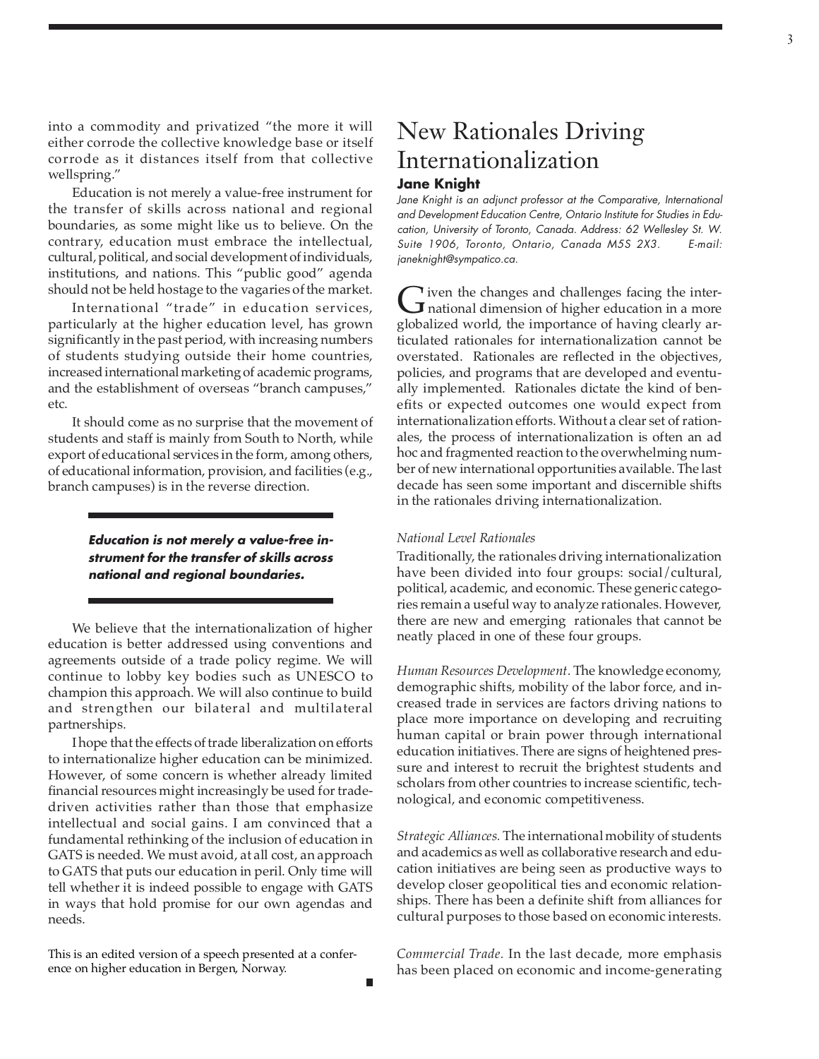into a commodity and privatized "the more it will either corrode the collective knowledge base or itself corrode as it distances itself from that collective wellspring."

Education is not merely a value-free instrument for the transfer of skills across national and regional boundaries, as some might like us to believe. On the contrary, education must embrace the intellectual, cultural, political, and social development of individuals, institutions, and nations. This "public good" agenda should not be held hostage to the vagaries of the market.

International "trade" in education services, particularly at the higher education level, has grown significantly in the past period, with increasing numbers of students studying outside their home countries, increased international marketing of academic programs, and the establishment of overseas "branch campuses," etc.

It should come as no surprise that the movement of students and staff is mainly from South to North, while export of educational services in the form, among others, of educational information, provision, and facilities (e.g., branch campuses) is in the reverse direction.

> ***Education is not merely a value-free instrument for the transfer of skills across national and regional boundaries.***

We believe that the internationalization of higher education is better addressed using conventions and agreements outside of a trade policy regime. We will continue to lobby key bodies such as UNESCO to champion this approach. We will also continue to build and strengthen our bilateral and multilateral partnerships.

I hope that the effects of trade liberalization on efforts to internationalize higher education can be minimized. However, of some concern is whether already limited financial resources might increasingly be used for trade-driven activities rather than those that emphasize intellectual and social gains. I am convinced that a fundamental rethinking of the inclusion of education in GATS is needed. We must avoid, at all cost, an approach to GATS that puts our education in peril. Only time will tell whether it is indeed possible to engage with GATS in ways that hold promise for our own agendas and needs.

This is an edited version of a speech presented at a conference on higher education in Bergen, Norway.

# New Rationales Driving Internationalization

**Jane Knight**

*Jane Knight is an adjunct professor at the Comparative, International and Development Education Centre, Ontario Institute for Studies in Education, University of Toronto, Canada. Address: 62 Wellesley St. W. Suite 1906, Toronto, Ontario, Canada M5S 2X3. E-mail: janeknight@sympatico.ca.*

Given the changes and challenges facing the international dimension of higher education in a more globalized world, the importance of having clearly articulated rationales for internationalization cannot be overstated. Rationales are reflected in the objectives, policies, and programs that are developed and eventually implemented. Rationales dictate the kind of benefits or expected outcomes one would expect from internationalization efforts. Without a clear set of rationales, the process of internationalization is often an ad hoc and fragmented reaction to the overwhelming number of new international opportunities available. The last decade has seen some important and discernible shifts in the rationales driving internationalization.

*National Level Rationales*

Traditionally, the rationales driving internationalization have been divided into four groups: social/cultural, political, academic, and economic. These generic categories remain a useful way to analyze rationales. However, there are new and emerging rationales that cannot be neatly placed in one of these four groups.

*Human Resources Development.* The knowledge economy, demographic shifts, mobility of the labor force, and increased trade in services are factors driving nations to place more importance on developing and recruiting human capital or brain power through international education initiatives. There are signs of heightened pressure and interest to recruit the brightest students and scholars from other countries to increase scientific, technological, and economic competitiveness.

*Strategic Alliances.* The international mobility of students and academics as well as collaborative research and education initiatives are being seen as productive ways to develop closer geopolitical ties and economic relationships. There has been a definite shift from alliances for cultural purposes to those based on economic interests.

*Commercial Trade.* In the last decade, more emphasis has been placed on economic and income-generating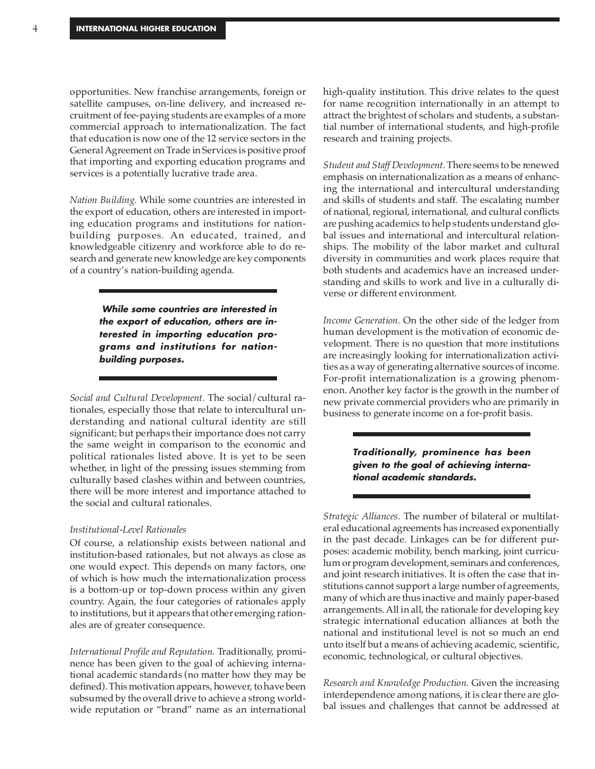opportunities. New franchise arrangements, foreign or satellite campuses, on-line delivery, and increased recruitment of fee-paying students are examples of a more commercial approach to internationalization. The fact that education is now one of the 12 service sectors in the General Agreement on Trade in Services is positive proof that importing and exporting education programs and services is a potentially lucrative trade area.

*Nation Building.* While some countries are interested in the export of education, others are interested in importing education programs and institutions for nation-building purposes. An educated, trained, and knowledgeable citizenry and workforce able to do research and generate new knowledge are key components of a country's nation-building agenda.

> ***While some countries are interested in the export of education, others are interested in importing education programs and institutions for nation-building purposes.***

*Social and Cultural Development.* The social/cultural rationales, especially those that relate to intercultural understanding and national cultural identity are still significant; but perhaps their importance does not carry the same weight in comparison to the economic and political rationales listed above. It is yet to be seen whether, in light of the pressing issues stemming from culturally based clashes within and between countries, there will be more interest and importance attached to the social and cultural rationales.

### *Institutional-Level Rationales*

Of course, a relationship exists between national and institution-based rationales, but not always as close as one would expect. This depends on many factors, one of which is how much the internationalization process is a bottom-up or top-down process within any given country. Again, the four categories of rationales apply to institutions, but it appears that other emerging rationales are of greater consequence.

*International Profile and Reputation.* Traditionally, prominence has been given to the goal of achieving international academic standards (no matter how they may be defined). This motivation appears, however, to have been subsumed by the overall drive to achieve a strong worldwide reputation or "brand" name as an international high-quality institution. This drive relates to the quest for name recognition internationally in an attempt to attract the brightest of scholars and students, a substantial number of international students, and high-profile research and training projects.

*Student and Staff Development.* There seems to be renewed emphasis on internationalization as a means of enhancing the international and intercultural understanding and skills of students and staff. The escalating number of national, regional, international, and cultural conflicts are pushing academics to help students understand global issues and international and intercultural relationships. The mobility of the labor market and cultural diversity in communities and work places require that both students and academics have an increased understanding and skills to work and live in a culturally diverse or different environment.

*Income Generation.* On the other side of the ledger from human development is the motivation of economic development. There is no question that more institutions are increasingly looking for internationalization activities as a way of generating alternative sources of income. For-profit internationalization is a growing phenomenon. Another key factor is the growth in the number of new private commercial providers who are primarily in business to generate income on a for-profit basis.

> ***Traditionally, prominence has been given to the goal of achieving international academic standards.***

*Strategic Alliances.* The number of bilateral or multilateral educational agreements has increased exponentially in the past decade. Linkages can be for different purposes: academic mobility, bench marking, joint curriculum or program development, seminars and conferences, and joint research initiatives. It is often the case that institutions cannot support a large number of agreements, many of which are thus inactive and mainly paper-based arrangements. All in all, the rationale for developing key strategic international education alliances at both the national and institutional level is not so much an end unto itself but a means of achieving academic, scientific, economic, technological, or cultural objectives.

*Research and Knowledge Production.* Given the increasing interdependence among nations, it is clear there are global issues and challenges that cannot be addressed at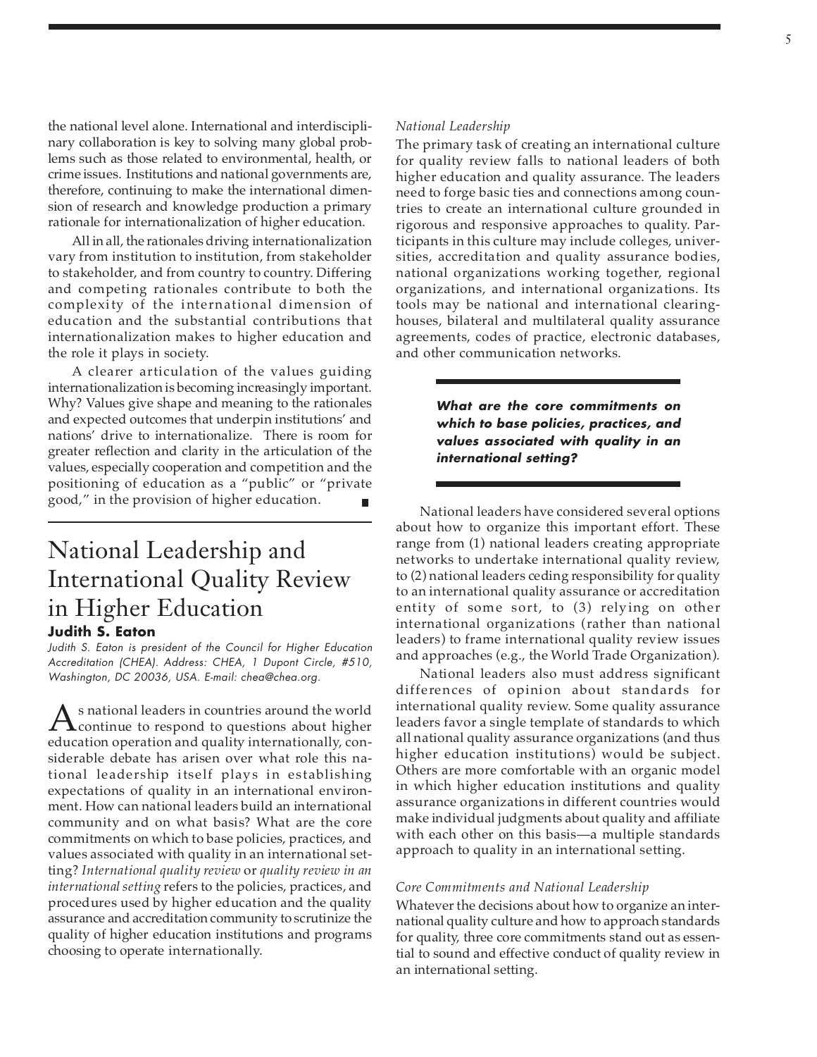the national level alone. International and interdisciplinary collaboration is key to solving many global problems such as those related to environmental, health, or crime issues. Institutions and national governments are, therefore, continuing to make the international dimension of research and knowledge production a primary rationale for internationalization of higher education.

All in all, the rationales driving internationalization vary from institution to institution, from stakeholder to stakeholder, and from country to country. Differing and competing rationales contribute to both the complexity of the international dimension of education and the substantial contributions that internationalization makes to higher education and the role it plays in society.

A clearer articulation of the values guiding internationalization is becoming increasingly important. Why? Values give shape and meaning to the rationales and expected outcomes that underpin institutions' and nations' drive to internationalize. There is room for greater reflection and clarity in the articulation of the values, especially cooperation and competition and the positioning of education as a "public" or "private good," in the provision of higher education.

# National Leadership and International Quality Review in Higher Education

**Judith S. Eaton**

*Judith S. Eaton is president of the Council for Higher Education Accreditation (CHEA). Address: CHEA, 1 Dupont Circle, #510, Washington, DC 20036, USA. E-mail: chea@chea.org.*

As national leaders in countries around the world continue to respond to questions about higher education operation and quality internationally, considerable debate has arisen over what role this national leadership itself plays in establishing expectations of quality in an international environment. How can national leaders build an international community and on what basis? What are the core commitments on which to base policies, practices, and values associated with quality in an international setting? *International quality review* or *quality review in an international setting* refers to the policies, practices, and procedures used by higher education and the quality assurance and accreditation community to scrutinize the quality of higher education institutions and programs choosing to operate internationally.

### *National Leadership*

The primary task of creating an international culture for quality review falls to national leaders of both higher education and quality assurance. The leaders need to forge basic ties and connections among countries to create an international culture grounded in rigorous and responsive approaches to quality. Participants in this culture may include colleges, universities, accreditation and quality assurance bodies, national organizations working together, regional organizations, and international organizations. Its tools may be national and international clearinghouses, bilateral and multilateral quality assurance agreements, codes of practice, electronic databases, and other communication networks.

> ***What are the core commitments on which to base policies, practices, and values associated with quality in an international setting?***

National leaders have considered several options about how to organize this important effort. These range from (1) national leaders creating appropriate networks to undertake international quality review, to (2) national leaders ceding responsibility for quality to an international quality assurance or accreditation entity of some sort, to (3) relying on other international organizations (rather than national leaders) to frame international quality review issues and approaches (e.g., the World Trade Organization).

National leaders also must address significant differences of opinion about standards for international quality review. Some quality assurance leaders favor a single template of standards to which all national quality assurance organizations (and thus higher education institutions) would be subject. Others are more comfortable with an organic model in which higher education institutions and quality assurance organizations in different countries would make individual judgments about quality and affiliate with each other on this basis—a multiple standards approach to quality in an international setting.

### *Core Commitments and National Leadership*

Whatever the decisions about how to organize an international quality culture and how to approach standards for quality, three core commitments stand out as essential to sound and effective conduct of quality review in an international setting.